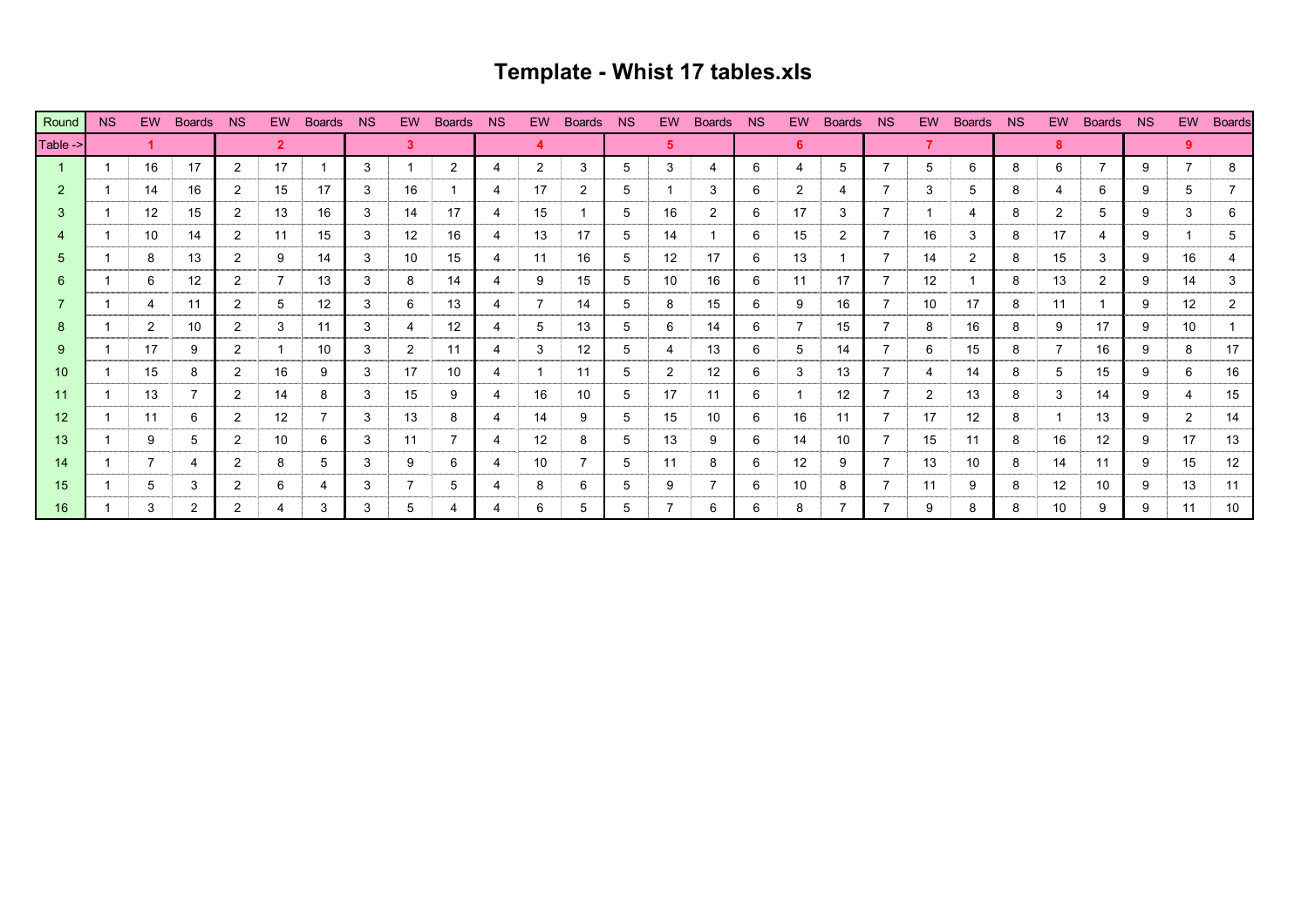# Template - Whist 17 tables.xls

| Round | NS | EW | Boards | NS | EW | Boards | NS | EW | Boards | NS | EW | Boards | NS | EW | Boards | NS | EW | Boards | NS | EW | Boards | NS | EW | Boards | NS | EW | Boards |
|---|---|---|---|---|---|---|---|---|---|---|---|---|---|---|---|---|---|---|---|---|---|---|---|---|---|---|---|
| Table -> | | 1 | | | 2 | | | 3 | | | 4 | | | 5 | | | 6 | | | 7 | | | 8 | | | 9 | |
| 1 | 1 | 16 | 17 | 2 | 17 | 1 | 3 | 1 | 2 | 4 | 2 | 3 | 5 | 3 | 4 | 6 | 4 | 5 | 7 | 5 | 6 | 8 | 6 | 7 | 9 | 7 | 8 |
| 2 | 1 | 14 | 16 | 2 | 15 | 17 | 3 | 16 | 1 | 4 | 17 | 2 | 5 | 1 | 3 | 6 | 2 | 4 | 7 | 3 | 5 | 8 | 4 | 6 | 9 | 5 | 7 |
| 3 | 1 | 12 | 15 | 2 | 13 | 16 | 3 | 14 | 17 | 4 | 15 | 1 | 5 | 16 | 2 | 6 | 17 | 3 | 7 | 1 | 4 | 8 | 2 | 5 | 9 | 3 | 6 |
| 4 | 1 | 10 | 14 | 2 | 11 | 15 | 3 | 12 | 16 | 4 | 13 | 17 | 5 | 14 | 1 | 6 | 15 | 2 | 7 | 16 | 3 | 8 | 17 | 4 | 9 | 1 | 5 |
| 5 | 1 | 8 | 13 | 2 | 9 | 14 | 3 | 10 | 15 | 4 | 11 | 16 | 5 | 12 | 17 | 6 | 13 | 1 | 7 | 14 | 2 | 8 | 15 | 3 | 9 | 16 | 4 |
| 6 | 1 | 6 | 12 | 2 | 7 | 13 | 3 | 8 | 14 | 4 | 9 | 15 | 5 | 10 | 16 | 6 | 11 | 17 | 7 | 12 | 1 | 8 | 13 | 2 | 9 | 14 | 3 |
| 7 | 1 | 4 | 11 | 2 | 5 | 12 | 3 | 6 | 13 | 4 | 7 | 14 | 5 | 8 | 15 | 6 | 9 | 16 | 7 | 10 | 17 | 8 | 11 | 1 | 9 | 12 | 2 |
| 8 | 1 | 2 | 10 | 2 | 3 | 11 | 3 | 4 | 12 | 4 | 5 | 13 | 5 | 6 | 14 | 6 | 7 | 15 | 7 | 8 | 16 | 8 | 9 | 17 | 9 | 10 | 1 |
| 9 | 1 | 17 | 9 | 2 | 1 | 10 | 3 | 2 | 11 | 4 | 3 | 12 | 5 | 4 | 13 | 6 | 5 | 14 | 7 | 6 | 15 | 8 | 7 | 16 | 9 | 8 | 17 |
| 10 | 1 | 15 | 8 | 2 | 16 | 9 | 3 | 17 | 10 | 4 | 1 | 11 | 5 | 2 | 12 | 6 | 3 | 13 | 7 | 4 | 14 | 8 | 5 | 15 | 9 | 6 | 16 |
| 11 | 1 | 13 | 7 | 2 | 14 | 8 | 3 | 15 | 9 | 4 | 16 | 10 | 5 | 17 | 11 | 6 | 1 | 12 | 7 | 2 | 13 | 8 | 3 | 14 | 9 | 4 | 15 |
| 12 | 1 | 11 | 6 | 2 | 12 | 7 | 3 | 13 | 8 | 4 | 14 | 9 | 5 | 15 | 10 | 6 | 16 | 11 | 7 | 17 | 12 | 8 | 1 | 13 | 9 | 2 | 14 |
| 13 | 1 | 9 | 5 | 2 | 10 | 6 | 3 | 11 | 7 | 4 | 12 | 8 | 5 | 13 | 9 | 6 | 14 | 10 | 7 | 15 | 11 | 8 | 16 | 12 | 9 | 17 | 13 |
| 14 | 1 | 7 | 4 | 2 | 8 | 5 | 3 | 9 | 6 | 4 | 10 | 7 | 5 | 11 | 8 | 6 | 12 | 9 | 7 | 13 | 10 | 8 | 14 | 11 | 9 | 15 | 12 |
| 15 | 1 | 5 | 3 | 2 | 6 | 4 | 3 | 7 | 5 | 4 | 8 | 6 | 5 | 9 | 7 | 6 | 10 | 8 | 7 | 11 | 9 | 8 | 12 | 10 | 9 | 13 | 11 |
| 16 | 1 | 3 | 2 | 2 | 4 | 3 | 3 | 5 | 4 | 4 | 6 | 5 | 5 | 7 | 6 | 6 | 8 | 7 | 7 | 9 | 8 | 8 | 10 | 9 | 9 | 11 | 10 |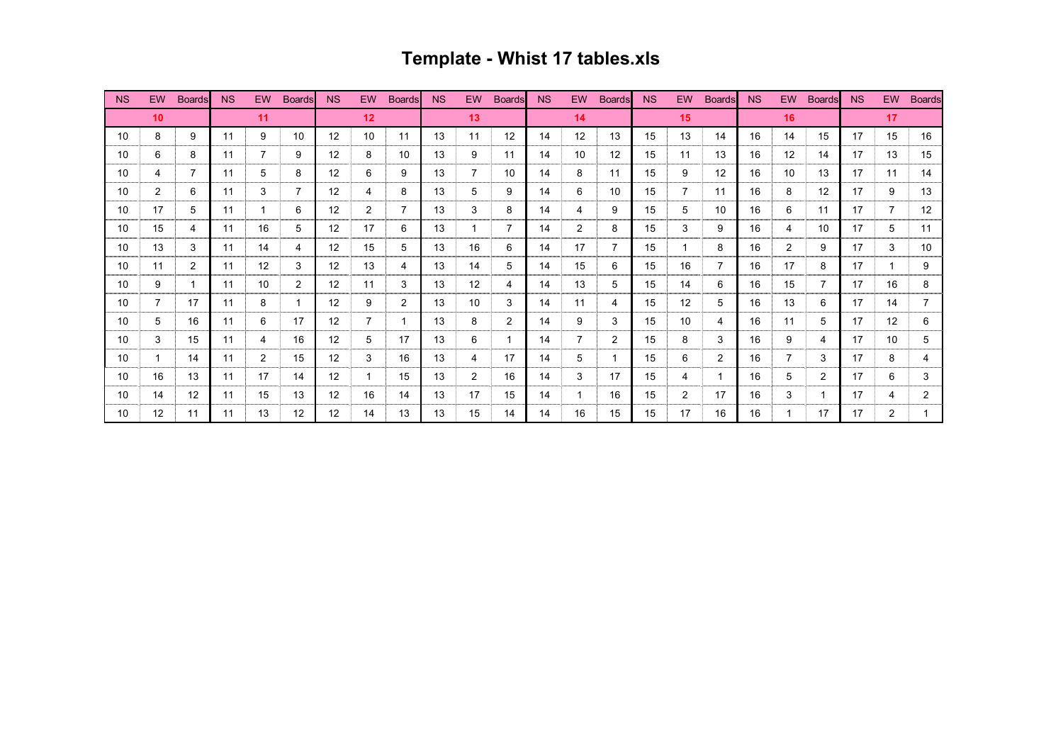# Template - Whist 17 tables.xls

| NS | EW | Boards | NS | EW | Boards | NS | EW | Boards | NS | EW | Boards | NS | EW | Boards | NS | EW | Boards | NS | EW | Boards | NS | EW | Boards |
|---|---|---|---|---|---|---|---|---|---|---|---|---|---|---|---|---|---|---|---|---|---|---|---|
| | 10 | | | 11 | | | 12 | | | 13 | | | 14 | | | 15 | | | 16 | | | 17 | |
| 10 | 8 | 9 | 11 | 9 | 10 | 12 | 10 | 11 | 13 | 11 | 12 | 14 | 12 | 13 | 15 | 13 | 14 | 16 | 14 | 15 | 17 | 15 | 16 |
| 10 | 6 | 8 | 11 | 7 | 9 | 12 | 8 | 10 | 13 | 9 | 11 | 14 | 10 | 12 | 15 | 11 | 13 | 16 | 12 | 14 | 17 | 13 | 15 |
| 10 | 4 | 7 | 11 | 5 | 8 | 12 | 6 | 9 | 13 | 7 | 10 | 14 | 8 | 11 | 15 | 9 | 12 | 16 | 10 | 13 | 17 | 11 | 14 |
| 10 | 2 | 6 | 11 | 3 | 7 | 12 | 4 | 8 | 13 | 5 | 9 | 14 | 6 | 10 | 15 | 7 | 11 | 16 | 8 | 12 | 17 | 9 | 13 |
| 10 | 17 | 5 | 11 | 1 | 6 | 12 | 2 | 7 | 13 | 3 | 8 | 14 | 4 | 9 | 15 | 5 | 10 | 16 | 6 | 11 | 17 | 7 | 12 |
| 10 | 15 | 4 | 11 | 16 | 5 | 12 | 17 | 6 | 13 | 1 | 7 | 14 | 2 | 8 | 15 | 3 | 9 | 16 | 4 | 10 | 17 | 5 | 11 |
| 10 | 13 | 3 | 11 | 14 | 4 | 12 | 15 | 5 | 13 | 16 | 6 | 14 | 17 | 7 | 15 | 1 | 8 | 16 | 2 | 9 | 17 | 3 | 10 |
| 10 | 11 | 2 | 11 | 12 | 3 | 12 | 13 | 4 | 13 | 14 | 5 | 14 | 15 | 6 | 15 | 16 | 7 | 16 | 17 | 8 | 17 | 1 | 9 |
| 10 | 9 | 1 | 11 | 10 | 2 | 12 | 11 | 3 | 13 | 12 | 4 | 14 | 13 | 5 | 15 | 14 | 6 | 16 | 15 | 7 | 17 | 16 | 8 |
| 10 | 7 | 17 | 11 | 8 | 1 | 12 | 9 | 2 | 13 | 10 | 3 | 14 | 11 | 4 | 15 | 12 | 5 | 16 | 13 | 6 | 17 | 14 | 7 |
| 10 | 5 | 16 | 11 | 6 | 17 | 12 | 7 | 1 | 13 | 8 | 2 | 14 | 9 | 3 | 15 | 10 | 4 | 16 | 11 | 5 | 17 | 12 | 6 |
| 10 | 3 | 15 | 11 | 4 | 16 | 12 | 5 | 17 | 13 | 6 | 1 | 14 | 7 | 2 | 15 | 8 | 3 | 16 | 9 | 4 | 17 | 10 | 5 |
| 10 | 1 | 14 | 11 | 2 | 15 | 12 | 3 | 16 | 13 | 4 | 17 | 14 | 5 | 1 | 15 | 6 | 2 | 16 | 7 | 3 | 17 | 8 | 4 |
| 10 | 16 | 13 | 11 | 17 | 14 | 12 | 1 | 15 | 13 | 2 | 16 | 14 | 3 | 17 | 15 | 4 | 1 | 16 | 5 | 2 | 17 | 6 | 3 |
| 10 | 14 | 12 | 11 | 15 | 13 | 12 | 16 | 14 | 13 | 17 | 15 | 14 | 1 | 16 | 15 | 2 | 17 | 16 | 3 | 1 | 17 | 4 | 2 |
| 10 | 12 | 11 | 11 | 13 | 12 | 12 | 14 | 13 | 13 | 15 | 14 | 14 | 16 | 15 | 15 | 17 | 16 | 16 | 1 | 17 | 17 | 2 | 1 |